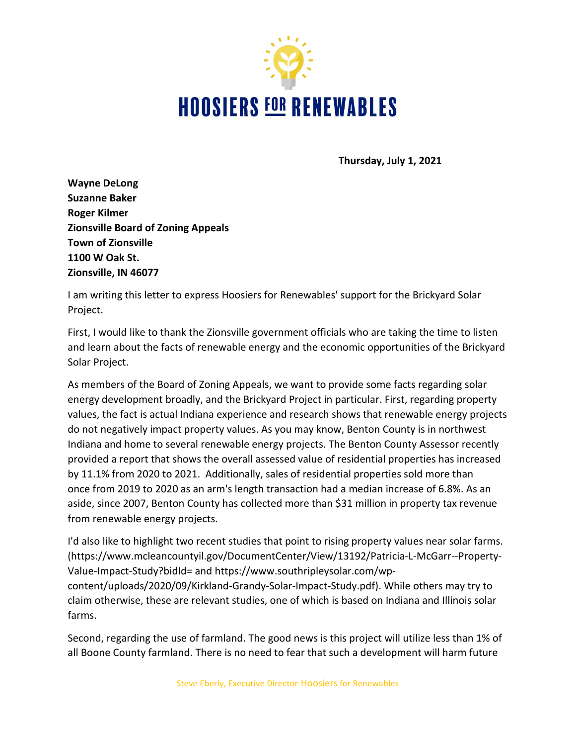# HOOSIERS FOR RENEWABLES

**Thursday, July 1, 2021**

**Wayne DeLong**
**Suzanne Baker**
**Roger Kilmer**
**Zionsville Board of Zoning Appeals**
**Town of Zionsville**
**1100 W Oak St.**
**Zionsville, IN 46077**

I am writing this letter to express Hoosiers for Renewables' support for the Brickyard Solar Project.

First, I would like to thank the Zionsville government officials who are taking the time to listen and learn about the facts of renewable energy and the economic opportunities of the Brickyard Solar Project.

As members of the Board of Zoning Appeals, we want to provide some facts regarding solar energy development broadly, and the Brickyard Project in particular. First, regarding property values, the fact is actual Indiana experience and research shows that renewable energy projects do not negatively impact property values. As you may know, Benton County is in northwest Indiana and home to several renewable energy projects. The Benton County Assessor recently provided a report that shows the overall assessed value of residential properties has increased by 11.1% from 2020 to 2021. Additionally, sales of residential properties sold more than once from 2019 to 2020 as an arm's length transaction had a median increase of 6.8%. As an aside, since 2007, Benton County has collected more than $31 million in property tax revenue from renewable energy projects.

I'd also like to highlight two recent studies that point to rising property values near solar farms. (https://www.mcleancountyil.gov/DocumentCenter/View/13192/Patricia-L-McGarr--Property-Value-Impact-Study?bidId= and https://www.southripleysolar.com/wp-content/uploads/2020/09/Kirkland-Grandy-Solar-Impact-Study.pdf). While others may try to claim otherwise, these are relevant studies, one of which is based on Indiana and Illinois solar farms.

Second, regarding the use of farmland. The good news is this project will utilize less than 1% of all Boone County farmland. There is no need to fear that such a development will harm future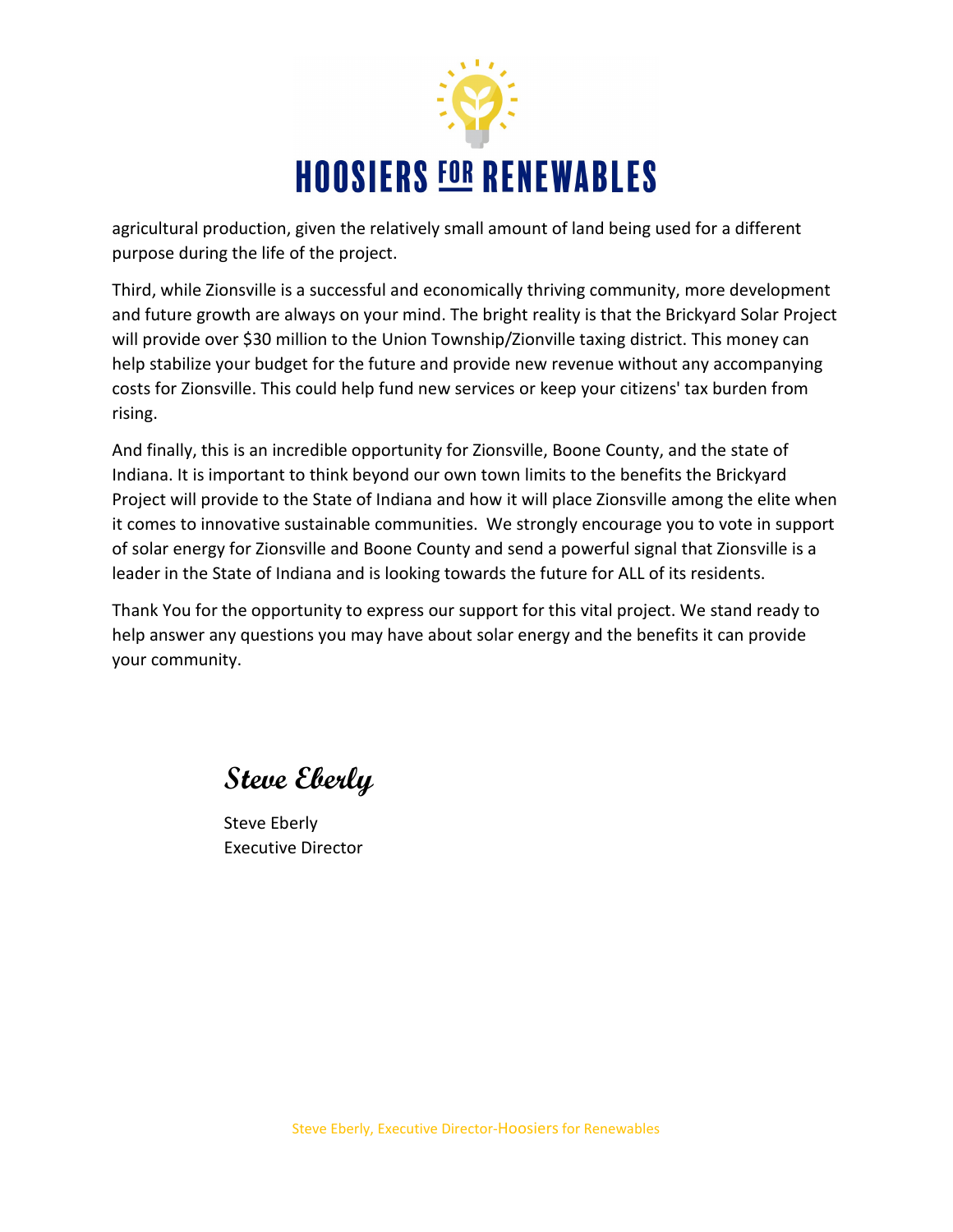HOOSIERS FOR RENEWABLES

agricultural production, given the relatively small amount of land being used for a different purpose during the life of the project.

Third, while Zionsville is a successful and economically thriving community, more development and future growth are always on your mind. The bright reality is that the Brickyard Solar Project will provide over $30 million to the Union Township/Zionville taxing district. This money can help stabilize your budget for the future and provide new revenue without any accompanying costs for Zionsville. This could help fund new services or keep your citizens' tax burden from rising.

And finally, this is an incredible opportunity for Zionsville, Boone County, and the state of Indiana. It is important to think beyond our own town limits to the benefits the Brickyard Project will provide to the State of Indiana and how it will place Zionsville among the elite when it comes to innovative sustainable communities. We strongly encourage you to vote in support of solar energy for Zionsville and Boone County and send a powerful signal that Zionsville is a leader in the State of Indiana and is looking towards the future for ALL of its residents.

Thank You for the opportunity to express our support for this vital project. We stand ready to help answer any questions you may have about solar energy and the benefits it can provide your community.

*Steve Eberly*

Steve Eberly
Executive Director